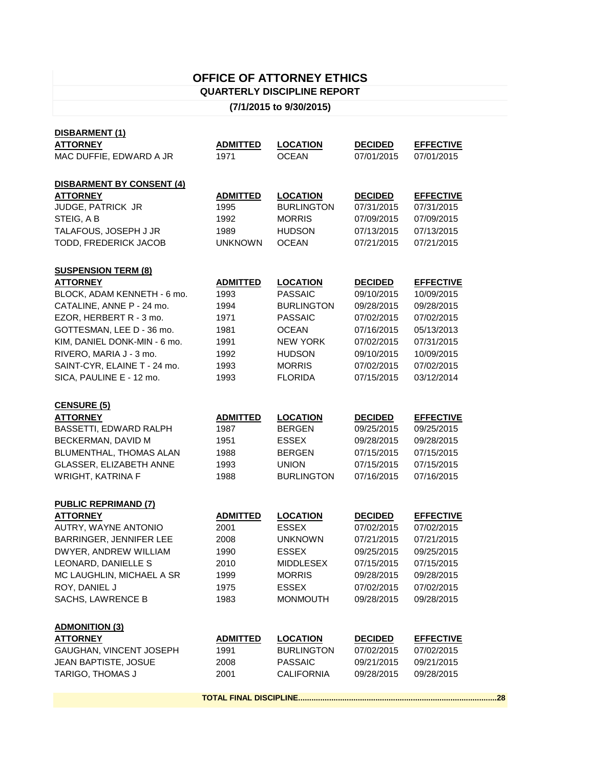# OFFICE OF ATTORNEY ETHICS

## QUARTERLY DISCIPLINE REPORT

### (7/1/2015 to 9/30/2015)

**DISBARMENT (1)**

| ATTORNEY | ADMITTED | LOCATION | DECIDED | EFFECTIVE |
|---|---|---|---|---|
| MAC DUFFIE, EDWARD A JR | 1971 | OCEAN | 07/01/2015 | 07/01/2015 |

**DISBARMENT BY CONSENT (4)**

| ATTORNEY | ADMITTED | LOCATION | DECIDED | EFFECTIVE |
|---|---|---|---|---|
| JUDGE, PATRICK JR | 1995 | BURLINGTON | 07/31/2015 | 07/31/2015 |
| STEIG, A B | 1992 | MORRIS | 07/09/2015 | 07/09/2015 |
| TALAFOUS, JOSEPH J JR | 1989 | HUDSON | 07/13/2015 | 07/13/2015 |
| TODD, FREDERICK JACOB | UNKNOWN | OCEAN | 07/21/2015 | 07/21/2015 |

**SUSPENSION TERM (8)**

| ATTORNEY | ADMITTED | LOCATION | DECIDED | EFFECTIVE |
|---|---|---|---|---|
| BLOCK, ADAM KENNETH - 6 mo. | 1993 | PASSAIC | 09/10/2015 | 10/09/2015 |
| CATALINE, ANNE P - 24 mo. | 1994 | BURLINGTON | 09/28/2015 | 09/28/2015 |
| EZOR, HERBERT R - 3 mo. | 1971 | PASSAIC | 07/02/2015 | 07/02/2015 |
| GOTTESMAN, LEE D - 36 mo. | 1981 | OCEAN | 07/16/2015 | 05/13/2013 |
| KIM, DANIEL DONK-MIN - 6 mo. | 1991 | NEW YORK | 07/02/2015 | 07/31/2015 |
| RIVERO, MARIA J - 3 mo. | 1992 | HUDSON | 09/10/2015 | 10/09/2015 |
| SAINT-CYR, ELAINE T - 24 mo. | 1993 | MORRIS | 07/02/2015 | 07/02/2015 |
| SICA, PAULINE E - 12 mo. | 1993 | FLORIDA | 07/15/2015 | 03/12/2014 |

**CENSURE (5)**

| ATTORNEY | ADMITTED | LOCATION | DECIDED | EFFECTIVE |
|---|---|---|---|---|
| BASSETTI, EDWARD RALPH | 1987 | BERGEN | 09/25/2015 | 09/25/2015 |
| BECKERMAN, DAVID M | 1951 | ESSEX | 09/28/2015 | 09/28/2015 |
| BLUMENTHAL, THOMAS ALAN | 1988 | BERGEN | 07/15/2015 | 07/15/2015 |
| GLASSER, ELIZABETH ANNE | 1993 | UNION | 07/15/2015 | 07/15/2015 |
| WRIGHT, KATRINA F | 1988 | BURLINGTON | 07/16/2015 | 07/16/2015 |

**PUBLIC REPRIMAND (7)**

| ATTORNEY | ADMITTED | LOCATION | DECIDED | EFFECTIVE |
|---|---|---|---|---|
| AUTRY, WAYNE ANTONIO | 2001 | ESSEX | 07/02/2015 | 07/02/2015 |
| BARRINGER, JENNIFER LEE | 2008 | UNKNOWN | 07/21/2015 | 07/21/2015 |
| DWYER, ANDREW WILLIAM | 1990 | ESSEX | 09/25/2015 | 09/25/2015 |
| LEONARD, DANIELLE S | 2010 | MIDDLESEX | 07/15/2015 | 07/15/2015 |
| MC LAUGHLIN, MICHAEL A SR | 1999 | MORRIS | 09/28/2015 | 09/28/2015 |
| ROY, DANIEL J | 1975 | ESSEX | 07/02/2015 | 07/02/2015 |
| SACHS, LAWRENCE B | 1983 | MONMOUTH | 09/28/2015 | 09/28/2015 |

**ADMONITION (3)**

| ATTORNEY | ADMITTED | LOCATION | DECIDED | EFFECTIVE |
|---|---|---|---|---|
| GAUGHAN, VINCENT JOSEPH | 1991 | BURLINGTON | 07/02/2015 | 07/02/2015 |
| JEAN BAPTISTE, JOSUE | 2008 | PASSAIC | 09/21/2015 | 09/21/2015 |
| TARIGO, THOMAS J | 2001 | CALIFORNIA | 09/28/2015 | 09/28/2015 |

**TOTAL FINAL DISCIPLINE..........................................................................................28**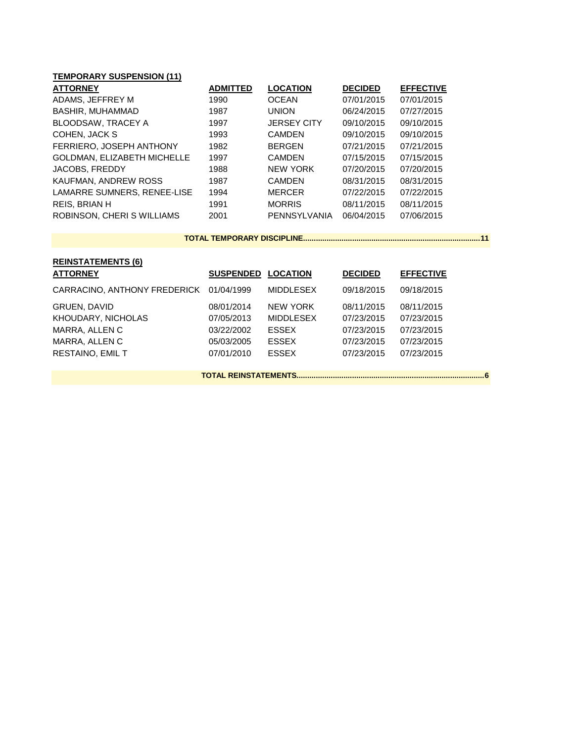**TEMPORARY SUSPENSION (11)**

| ATTORNEY | ADMITTED | LOCATION | DECIDED | EFFECTIVE |
|---|---|---|---|---|
| ADAMS, JEFFREY M | 1990 | OCEAN | 07/01/2015 | 07/01/2015 |
| BASHIR, MUHAMMAD | 1987 | UNION | 06/24/2015 | 07/27/2015 |
| BLOODSAW, TRACEY A | 1997 | JERSEY CITY | 09/10/2015 | 09/10/2015 |
| COHEN, JACK S | 1993 | CAMDEN | 09/10/2015 | 09/10/2015 |
| FERRIERO, JOSEPH ANTHONY | 1982 | BERGEN | 07/21/2015 | 07/21/2015 |
| GOLDMAN, ELIZABETH MICHELLE | 1997 | CAMDEN | 07/15/2015 | 07/15/2015 |
| JACOBS, FREDDY | 1988 | NEW YORK | 07/20/2015 | 07/20/2015 |
| KAUFMAN, ANDREW ROSS | 1987 | CAMDEN | 08/31/2015 | 08/31/2015 |
| LAMARRE SUMNERS, RENEE-LISE | 1994 | MERCER | 07/22/2015 | 07/22/2015 |
| REIS, BRIAN H | 1991 | MORRIS | 08/11/2015 | 08/11/2015 |
| ROBINSON, CHERI S WILLIAMS | 2001 | PENNSYLVANIA | 06/04/2015 | 07/06/2015 |

**TOTAL TEMPORARY DISCIPLINE..................................................................................11**

**REINSTATEMENTS (6)**

| ATTORNEY | SUSPENDED | LOCATION | DECIDED | EFFECTIVE |
|---|---|---|---|---|
| CARRACINO, ANTHONY FREDERICK | 01/04/1999 | MIDDLESEX | 09/18/2015 | 09/18/2015 |
| GRUEN, DAVID | 08/01/2014 | NEW YORK | 08/11/2015 | 08/11/2015 |
| KHOUDARY, NICHOLAS | 07/05/2013 | MIDDLESEX | 07/23/2015 | 07/23/2015 |
| MARRA, ALLEN C | 03/22/2002 | ESSEX | 07/23/2015 | 07/23/2015 |
| MARRA, ALLEN C | 05/03/2005 | ESSEX | 07/23/2015 | 07/23/2015 |
| RESTAINO, EMIL T | 07/01/2010 | ESSEX | 07/23/2015 | 07/23/2015 |

**TOTAL REINSTATEMENTS......................................................................................6**